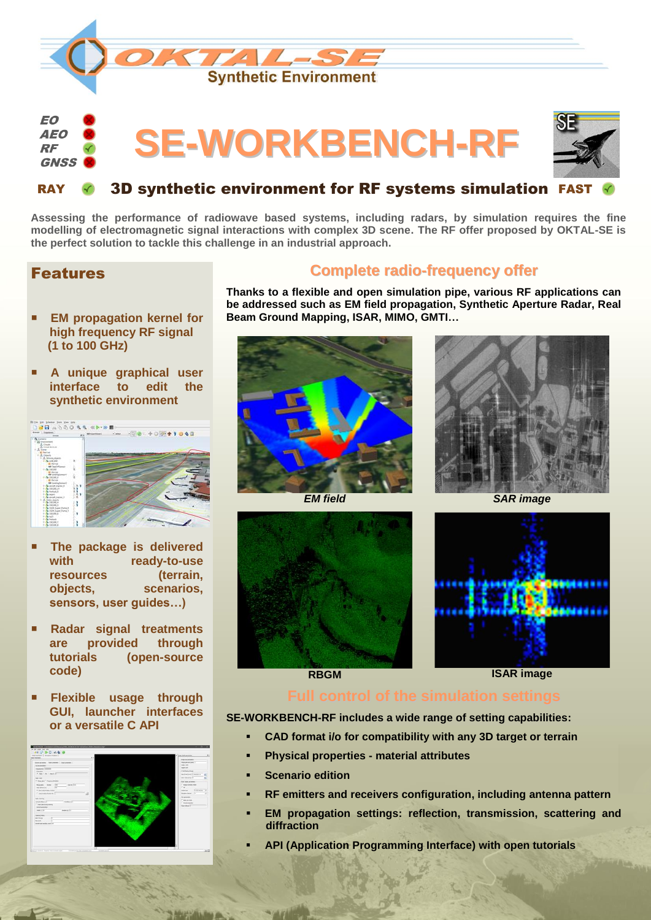OKTAL-SE

Synthetic Environment

EO
AEO
RF
GNSS

# SE-WORKBENCH-RF

RAY

## 3D synthetic environment for RF systems simulation

FAST

**Assessing the performance of radiowave based systems, including radars, by simulation requires the fine modelling of electromagnetic signal interactions with complex 3D scene. The RF offer proposed by OKTAL-SE is the perfect solution to tackle this challenge in an industrial approach.**

## Features

- **EM propagation kernel for high frequency RF signal (1 to 100 GHz)**
- **A unique graphical user interface to edit the synthetic environment**
- **The package is delivered with ready-to-use resources (terrain, objects, scenarios, sensors, user guides…)**
- **Radar signal treatments are provided through tutorials (open-source code)**
- **Flexible usage through GUI, launcher interfaces or a versatile C API**

## Complete radio-frequency offer

**Thanks to a flexible and open simulation pipe, various RF applications can be addressed such as EM field propagation, Synthetic Aperture Radar, Real Beam Ground Mapping, ISAR, MIMO, GMTI…**

*EM field*

*SAR image*

**RBGM**

**ISAR image**

## Full control of the simulation settings

**SE-WORKBENCH-RF includes a wide range of setting capabilities:**

- **CAD format i/o for compatibility with any 3D target or terrain**
- **Physical properties - material attributes**
- **Scenario edition**
- **RF emitters and receivers configuration, including antenna pattern**
- **EM propagation settings: reflection, transmission, scattering and diffraction**
- **API (Application Programming Interface) with open tutorials**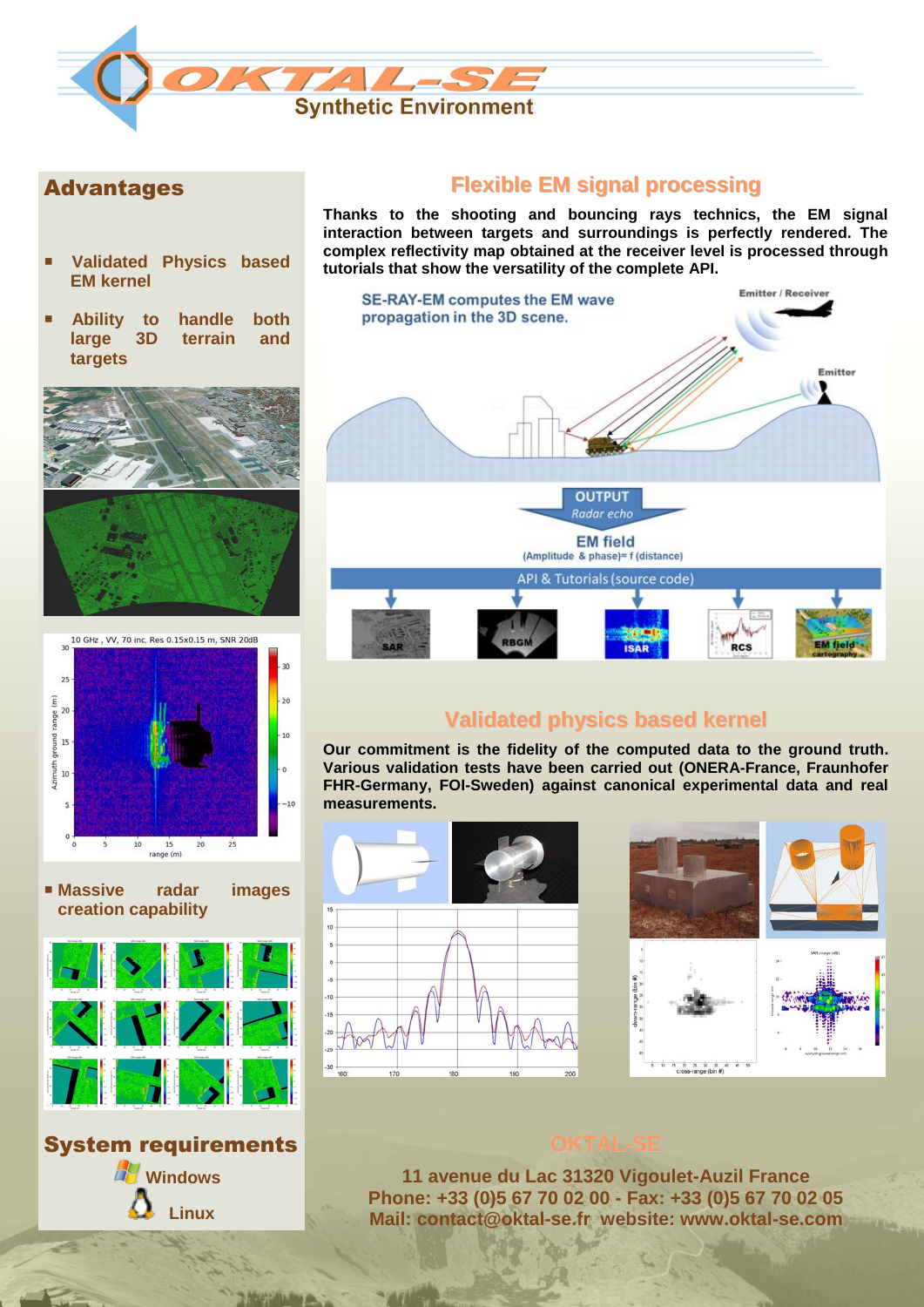# OKTAL-SE

Synthetic Environment

## Advantages

- Validated Physics based EM kernel
- Ability to handle both large 3D terrain and targets

10 GHz , VV, 70 inc, Res 0.15x0.15 m, SNR 20dB

- Massive radar images creation capability

## System requirements

Windows

Linux

## Flexible EM signal processing

Thanks to the shooting and bouncing rays technics, the EM signal interaction between targets and surroundings is perfectly rendered. The complex reflectivity map obtained at the receiver level is processed through tutorials that show the versatility of the complete API.

SE-RAY-EM computes the EM wave propagation in the 3D scene.

Emitter / Receiver

Emitter

OUTPUT
Radar echo

EM field
(Amplitude & phase)= f (distance)

API & Tutorials (source code)

SAR
RBGM
ISAR
RCS
EM field cartography

## Validated physics based kernel

Our commitment is the fidelity of the computed data to the ground truth. Various validation tests have been carried out (ONERA-France, Fraunhofer FHR-Germany, FOI-Sweden) against canonical experimental data and real measurements.

**OKTAL-SE**

**11 avenue du Lac 31320 Vigoulet-Auzil France**
**Phone: +33 (0)5 67 70 02 00 - Fax: +33 (0)5 67 70 02 05**
**Mail: contact@oktal-se.fr website: www.oktal-se.com**